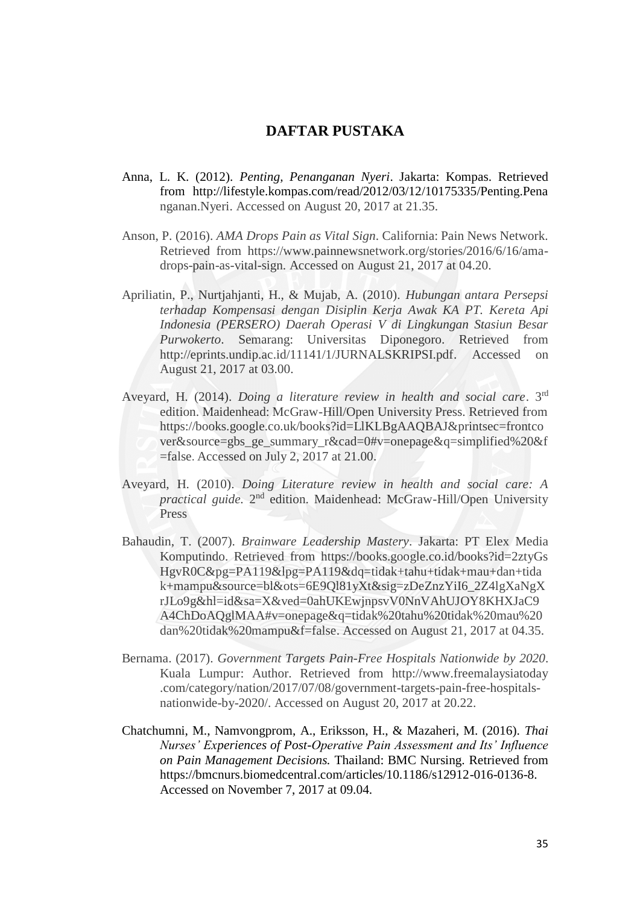# DAFTAR PUSTAKA

Anna, L. K. (2012). *Penting, Penanganan Nyeri*. Jakarta: Kompas. Retrieved from http://lifestyle.kompas.com/read/2012/03/12/10175335/Penting.Penanganan.Nyeri. Accessed on August 20, 2017 at 21.35.

Anson, P. (2016). *AMA Drops Pain as Vital Sign*. California: Pain News Network. Retrieved from https://www.painnewsnetwork.org/stories/2016/6/16/ama-drops-pain-as-vital-sign. Accessed on August 21, 2017 at 04.20.

Apriliatin, P., Nurtjahjanti, H., & Mujab, A. (2010). *Hubungan antara Persepsi terhadap Kompensasi dengan Disiplin Kerja Awak KA PT. Kereta Api Indonesia (PERSERO) Daerah Operasi V di Lingkungan Stasiun Besar Purwokerto*. Semarang: Universitas Diponegoro. Retrieved from http://eprints.undip.ac.id/11141/1/JURNALSKRIPSI.pdf. Accessed on August 21, 2017 at 03.00.

Aveyard, H. (2014). *Doing a literature review in health and social care*. 3rd edition. Maidenhead: McGraw-Hill/Open University Press. Retrieved from https://books.google.co.uk/books?id=LIKLBgAAQBAJ&printsec=frontcover&source=gbs_ge_summary_r&cad=0#v=onepage&q=simplified%20&f=false. Accessed on July 2, 2017 at 21.00.

Aveyard, H. (2010). *Doing Literature review in health and social care: A practical guide.* 2nd edition. Maidenhead: McGraw-Hill/Open University Press

Bahaudin, T. (2007). *Brainware Leadership Mastery*. Jakarta: PT Elex Media Komputindo. Retrieved from https://books.google.co.id/books?id=2ztyGsHgvR0C&pg=PA119&lpg=PA119&dq=tidak+tahu+tidak+mau+dan+tidak+mampu&source=bl&ots=6E9Ql81yXt&sig=zDeZnzYiI6_2Z4lgXaNgXrJLo9g&hl=id&sa=X&ved=0ahUKEwjnpsvV0NnVAhUJOY8KHXJaC9A4ChDoAQglMAA#v=onepage&q=tidak%20tahu%20tidak%20mau%20dan%20tidak%20mampu&f=false. Accessed on August 21, 2017 at 04.35.

Bernama. (2017). *Government Targets Pain-Free Hospitals Nationwide by 2020*. Kuala Lumpur: Author. Retrieved from http://www.freemalaysiatoday.com/category/nation/2017/07/08/government-targets-pain-free-hospitals-nationwide-by-2020/. Accessed on August 20, 2017 at 20.22.

Chatchumni, M., Namvongprom, A., Eriksson, H., & Mazaheri, M. (2016). *Thai Nurses' Experiences of Post-Operative Pain Assessment and Its' Influence on Pain Management Decisions.* Thailand: BMC Nursing. Retrieved from https://bmcnurs.biomedcentral.com/articles/10.1186/s12912-016-0136-8. Accessed on November 7, 2017 at 09.04.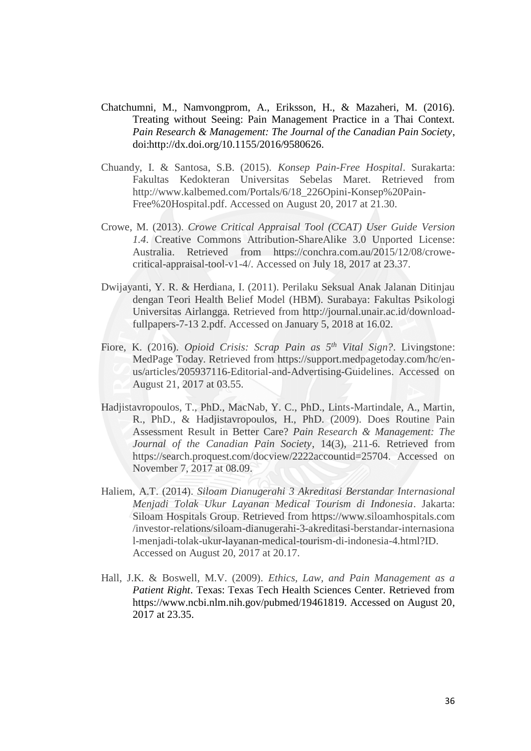Chatchumni, M., Namvongprom, A., Eriksson, H., & Mazaheri, M. (2016). Treating without Seeing: Pain Management Practice in a Thai Context. *Pain Research & Management: The Journal of the Canadian Pain Society*, doi:http://dx.doi.org/10.1155/2016/9580626.

Chuandy, I. & Santosa, S.B. (2015). *Konsep Pain-Free Hospital*. Surakarta: Fakultas Kedokteran Universitas Sebelas Maret. Retrieved from http://www.kalbemed.com/Portals/6/18_226Opini-Konsep%20Pain-Free%20Hospital.pdf. Accessed on August 20, 2017 at 21.30.

Crowe, M. (2013). *Crowe Critical Appraisal Tool (CCAT) User Guide Version 1.4*. Creative Commons Attribution-ShareAlike 3.0 Unported License: Australia. Retrieved from https://conchra.com.au/2015/12/08/crowe-critical-appraisal-tool-v1-4/. Accessed on July 18, 2017 at 23.37.

Dwijayanti, Y. R. & Herdiana, I. (2011). Perilaku Seksual Anak Jalanan Ditinjau dengan Teori Health Belief Model (HBM). Surabaya: Fakultas Psikologi Universitas Airlangga. Retrieved from http://journal.unair.ac.id/download-fullpapers-7-13 2.pdf. Accessed on January 5, 2018 at 16.02.

Fiore, K. (2016). *Opioid Crisis: Scrap Pain as 5th Vital Sign?*. Livingstone: MedPage Today. Retrieved from https://support.medpagetoday.com/hc/en-us/articles/205937116-Editorial-and-Advertising-Guidelines. Accessed on August 21, 2017 at 03.55.

Hadjistavropoulos, T., PhD., MacNab, Y. C., PhD., Lints-Martindale, A., Martin, R., PhD., & Hadjistavropoulos, H., PhD. (2009). Does Routine Pain Assessment Result in Better Care? *Pain Research & Management: The Journal of the Canadian Pain Society*, 14(3), 211-6. Retrieved from https://search.proquest.com/docview/2222accountid=25704. Accessed on November 7, 2017 at 08.09.

Haliem, A.T. (2014). *Siloam Dianugerahi 3 Akreditasi Berstandar Internasional Menjadi Tolak Ukur Layanan Medical Tourism di Indonesia*. Jakarta: Siloam Hospitals Group. Retrieved from https://www.siloamhospitals.com/investor-relations/siloam-dianugerahi-3-akreditasi-berstandar-internasional-menjadi-tolak-ukur-layanan-medical-tourism-di-indonesia-4.html?ID. Accessed on August 20, 2017 at 20.17.

Hall, J.K. & Boswell, M.V. (2009). *Ethics, Law, and Pain Management as a Patient Right*. Texas: Texas Tech Health Sciences Center. Retrieved from https://www.ncbi.nlm.nih.gov/pubmed/19461819. Accessed on August 20, 2017 at 23.35.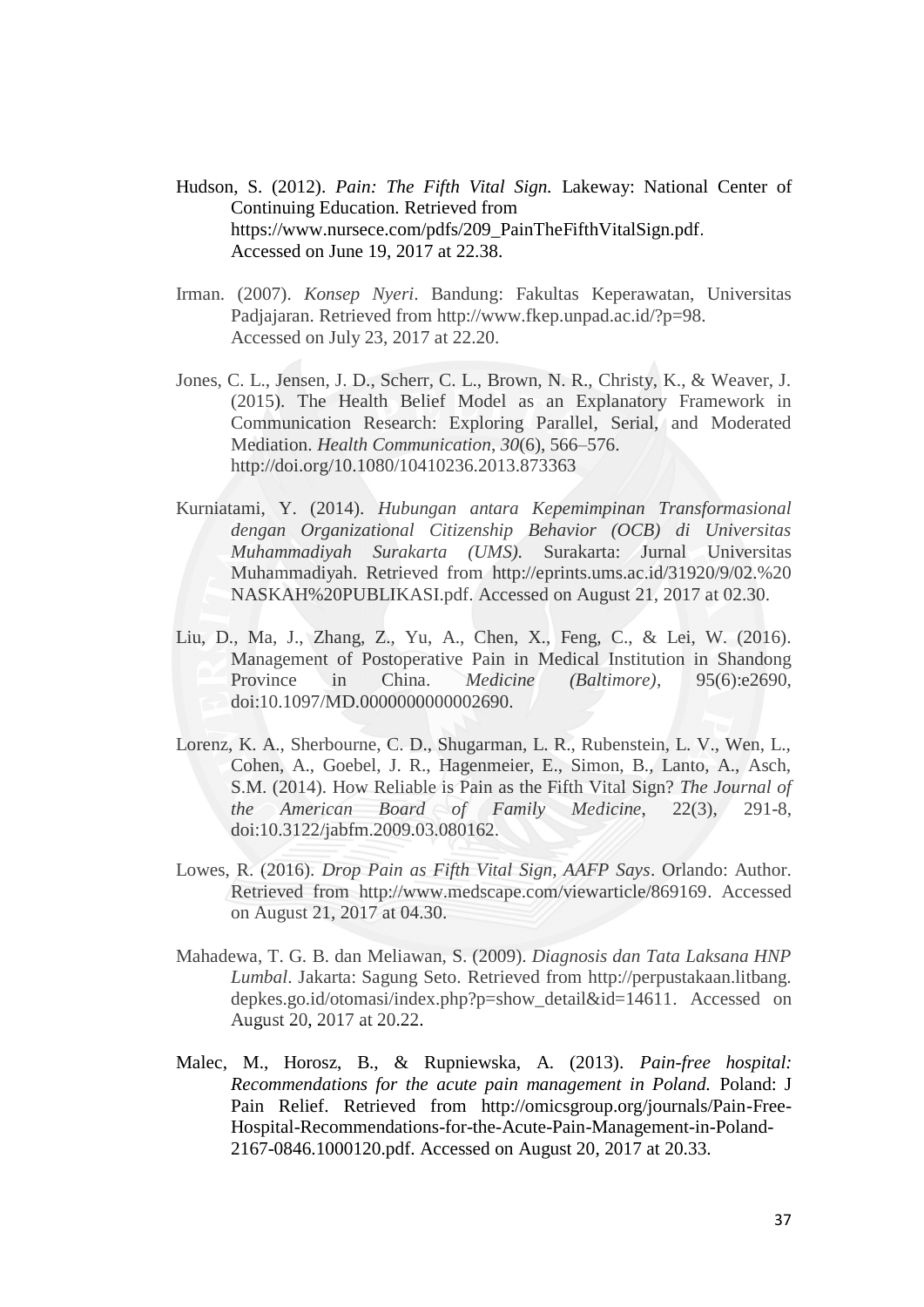Hudson, S. (2012). *Pain: The Fifth Vital Sign.* Lakeway: National Center of Continuing Education. Retrieved from https://www.nursece.com/pdfs/209_PainTheFifthVitalSign.pdf. Accessed on June 19, 2017 at 22.38.

Irman. (2007). *Konsep Nyeri*. Bandung: Fakultas Keperawatan, Universitas Padjajaran. Retrieved from http://www.fkep.unpad.ac.id/?p=98. Accessed on July 23, 2017 at 22.20.

Jones, C. L., Jensen, J. D., Scherr, C. L., Brown, N. R., Christy, K., & Weaver, J. (2015). The Health Belief Model as an Explanatory Framework in Communication Research: Exploring Parallel, Serial, and Moderated Mediation. *Health Communication*, *30*(6), 566–576. http://doi.org/10.1080/10410236.2013.873363

Kurniatami, Y. (2014). *Hubungan antara Kepemimpinan Transformasional dengan Organizational Citizenship Behavior (OCB) di Universitas Muhammadiyah Surakarta (UMS).* Surakarta: Jurnal Universitas Muhammadiyah. Retrieved from http://eprints.ums.ac.id/31920/9/02.%20NASKAH%20PUBLIKASI.pdf. Accessed on August 21, 2017 at 02.30.

Liu, D., Ma, J., Zhang, Z., Yu, A., Chen, X., Feng, C., & Lei, W. (2016). Management of Postoperative Pain in Medical Institution in Shandong Province in China. *Medicine (Baltimore)*, 95(6):e2690, doi:10.1097/MD.0000000000002690.

Lorenz, K. A., Sherbourne, C. D., Shugarman, L. R., Rubenstein, L. V., Wen, L., Cohen, A., Goebel, J. R., Hagenmeier, E., Simon, B., Lanto, A., Asch, S.M. (2014). How Reliable is Pain as the Fifth Vital Sign? *The Journal of the American Board of Family Medicine*, 22(3), 291-8, doi:10.3122/jabfm.2009.03.080162.

Lowes, R. (2016). *Drop Pain as Fifth Vital Sign, AAFP Says*. Orlando: Author. Retrieved from http://www.medscape.com/viewarticle/869169. Accessed on August 21, 2017 at 04.30.

Mahadewa, T. G. B. dan Meliawan, S. (2009). *Diagnosis dan Tata Laksana HNP Lumbal*. Jakarta: Sagung Seto. Retrieved from http://perpustakaan.litbang.depkes.go.id/otomasi/index.php?p=show_detail&id=14611. Accessed on August 20, 2017 at 20.22.

Malec, M., Horosz, B., & Rupniewska, A. (2013). *Pain-free hospital: Recommendations for the acute pain management in Poland.* Poland: J Pain Relief. Retrieved from http://omicsgroup.org/journals/Pain-Free-Hospital-Recommendations-for-the-Acute-Pain-Management-in-Poland-2167-0846.1000120.pdf. Accessed on August 20, 2017 at 20.33.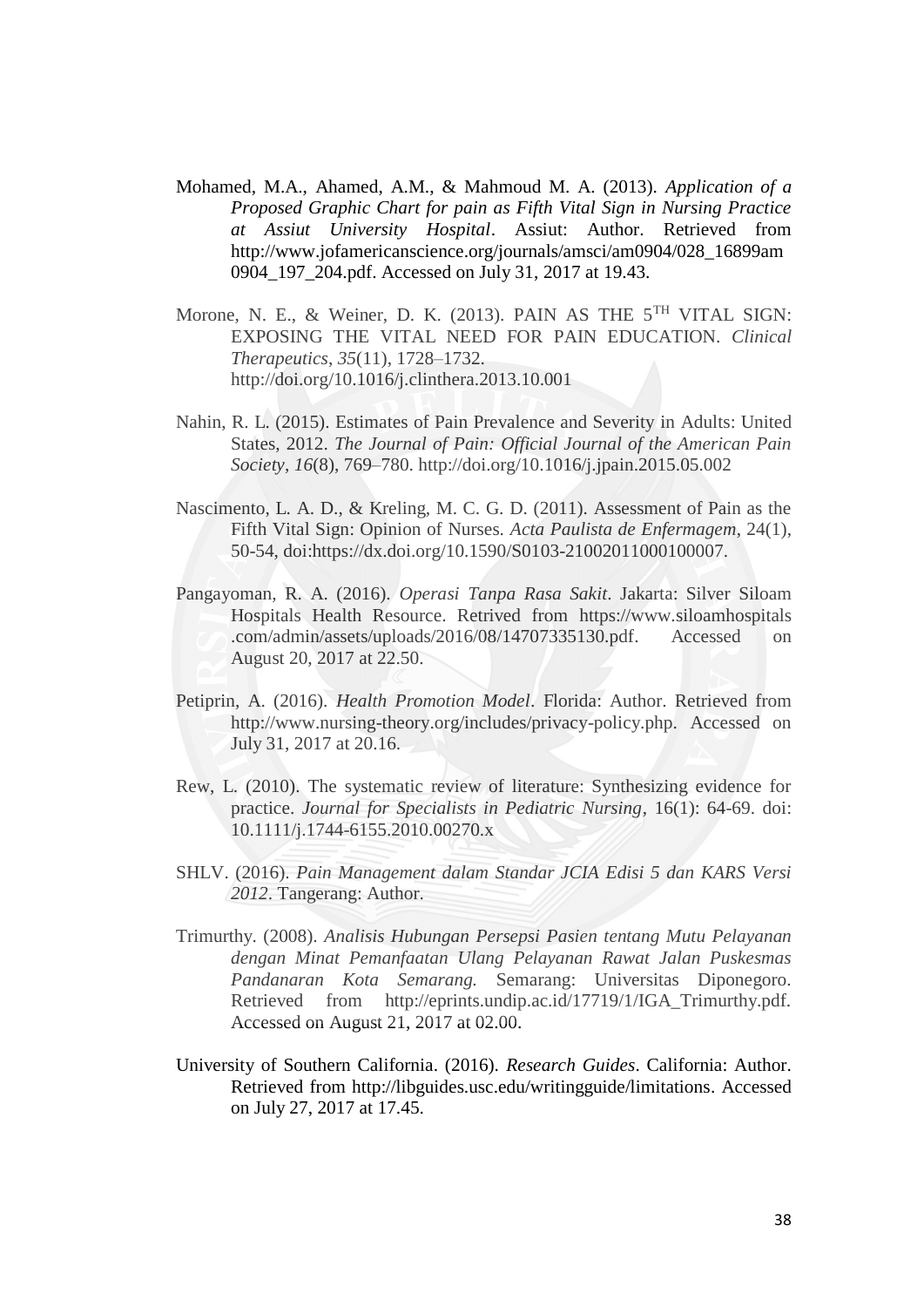Mohamed, M.A., Ahamed, A.M., & Mahmoud M. A. (2013). *Application of a Proposed Graphic Chart for pain as Fifth Vital Sign in Nursing Practice at Assiut University Hospital*. Assiut: Author. Retrieved from http://www.jofamericanscience.org/journals/amsci/am0904/028_16899am0904_197_204.pdf. Accessed on July 31, 2017 at 19.43.

Morone, N. E., & Weiner, D. K. (2013). PAIN AS THE 5$^{TH}$ VITAL SIGN: EXPOSING THE VITAL NEED FOR PAIN EDUCATION. *Clinical Therapeutics*, *35*(11), 1728–1732. http://doi.org/10.1016/j.clinthera.2013.10.001

Nahin, R. L. (2015). Estimates of Pain Prevalence and Severity in Adults: United States, 2012. *The Journal of Pain: Official Journal of the American Pain Society*, *16*(8), 769–780. http://doi.org/10.1016/j.jpain.2015.05.002

Nascimento, L. A. D., & Kreling, M. C. G. D. (2011). Assessment of Pain as the Fifth Vital Sign: Opinion of Nurses. *Acta Paulista de Enfermagem*, 24(1), 50-54, doi:https://dx.doi.org/10.1590/S0103-21002011000100007.

Pangayoman, R. A. (2016). *Operasi Tanpa Rasa Sakit*. Jakarta: Silver Siloam Hospitals Health Resource. Retrived from https://www.siloamhospitals.com/admin/assets/uploads/2016/08/14707335130.pdf. Accessed on August 20, 2017 at 22.50.

Petiprin, A. (2016). *Health Promotion Model*. Florida: Author. Retrieved from http://www.nursing-theory.org/includes/privacy-policy.php. Accessed on July 31, 2017 at 20.16.

Rew, L. (2010). The systematic review of literature: Synthesizing evidence for practice. *Journal for Specialists in Pediatric Nursing*, 16(1): 64-69. doi: 10.1111/j.1744-6155.2010.00270.x

SHLV. (2016). *Pain Management dalam Standar JCIA Edisi 5 dan KARS Versi 2012*. Tangerang: Author.

Trimurthy. (2008). *Analisis Hubungan Persepsi Pasien tentang Mutu Pelayanan dengan Minat Pemanfaatan Ulang Pelayanan Rawat Jalan Puskesmas Pandanaran Kota Semarang.* Semarang: Universitas Diponegoro. Retrieved from http://eprints.undip.ac.id/17719/1/IGA_Trimurthy.pdf. Accessed on August 21, 2017 at 02.00.

University of Southern California. (2016). *Research Guides*. California: Author. Retrieved from http://libguides.usc.edu/writingguide/limitations. Accessed on July 27, 2017 at 17.45.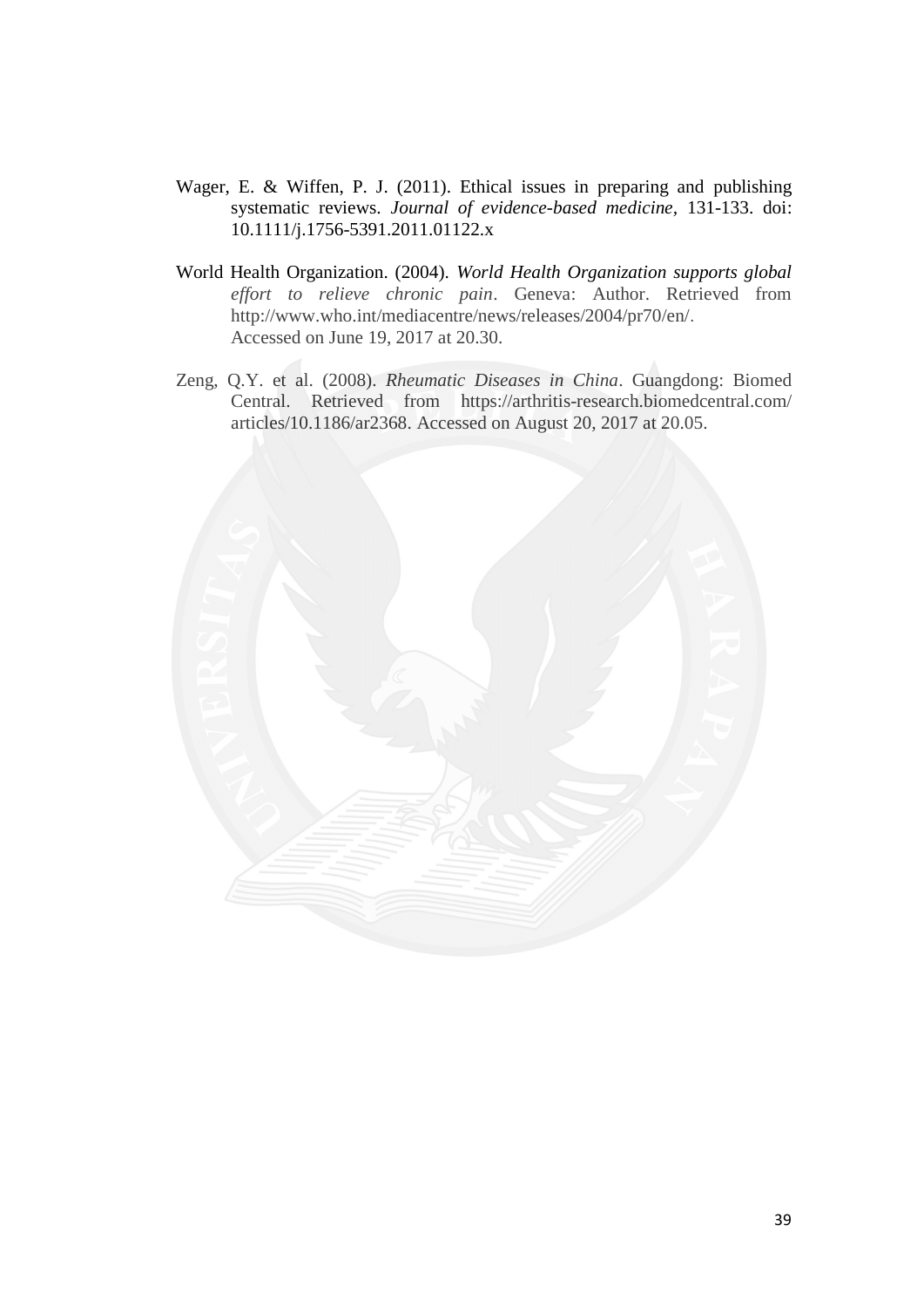Wager, E. & Wiffen, P. J. (2011). Ethical issues in preparing and publishing systematic reviews. *Journal of evidence-based medicine*, 131-133. doi: 10.1111/j.1756-5391.2011.01122.x

World Health Organization. (2004). *World Health Organization supports global effort to relieve chronic pain*. Geneva: Author. Retrieved from http://www.who.int/mediacentre/news/releases/2004/pr70/en/. Accessed on June 19, 2017 at 20.30.

Zeng, Q.Y. et al. (2008). *Rheumatic Diseases in China*. Guangdong: Biomed Central. Retrieved from https://arthritis-research.biomedcentral.com/articles/10.1186/ar2368. Accessed on August 20, 2017 at 20.05.